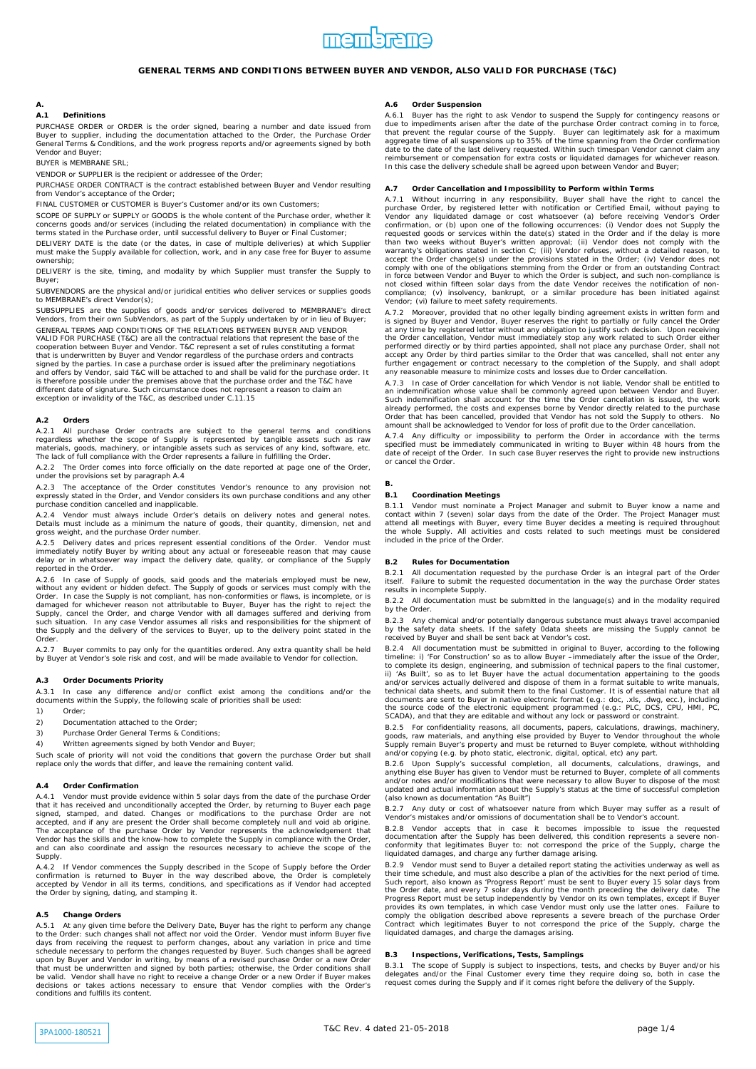# GENERAL TERMS AND CONDITIONS BETWEEN BUYER AND VENDOR, ALSO VALID FOR PURCHASE (T&C)

## A.

### A.1 Definitions

PURCHASE ORDER or ORDER is the order signed, bearing a number and date issued from Buyer to supplier, including the documentation attached to the Order, the Purchase Order General Terms & Conditions, and the work progress reports and/or agreements signed by both Vendor and Buyer;

BUYER is MEMBRANE SRL;

VENDOR or SUPPLIER is the recipient or addressee of the Order;

PURCHASE ORDER CONTRACT is the contract established between Buyer and Vendor resulting from Vendor's acceptance of the Order;

FINAL CUSTOMER or CUSTOMER is Buyer's Customer and/or its own Customers;

SCOPE OF SUPPLY or SUPPLY or GOODS is the whole content of the Purchase order, whether it concerns goods and/or services (including the related documentation) in compliance with the terms stated in the Purchase order, until successful delivery to Buyer or Final Customer;

DELIVERY DATE is the date (or the dates, in case of multiple deliveries) at which Supplier must make the Supply available for collection, work, and in any case free for Buyer to assume ownership;

DELIVERY is the site, timing, and modality by which Supplier must transfer the Supply to Buyer;

SUBVENDORS are the physical and/or juridical entities who deliver services or supplies goods to MEMBRANE's direct Vendor(s);

SUBSUPPLIES are the supplies of goods and/or services delivered to MEMBRANE's direct Vendors, from their own SubVendors, as part of the Supply undertaken by or in lieu of Buyer;

GENERAL TERMS AND CONDITIONS OF THE RELATIONS BETWEEN BUYER AND VENDOR VALID FOR PURCHASE (T&C) are all the contractual relations that represent the base of the cooperation between Buyer and Vendor. T&C represent a set of rules constituting a format that is underwritten by Buyer and Vendor regardless of the purchase orders and contracts signed by the parties. In case a purchase order is issued after the preliminary negotiations and offers by Vendor, said T&C will be attached to and shall be valid for the purchase order. It is therefore possible under the premises above that the purchase order and the T&C have different date of signature. Such circumstance does not represent a reason to claim an exception or invalidity of the T&C, as described under C.11.15

### A.2 Orders

A.2.1 All purchase Order contracts are subject to the general terms and conditions regardless whether the scope of Supply is represented by tangible assets such as raw materials, goods, machinery, or intangible assets such as services of any kind, software, etc. The lack of full compliance with the Order represents a failure in fulfilling the Order.

A.2.2 The Order comes into force officially on the date reported at page one of the Order, under the provisions set by paragraph A.4

A.2.3 The acceptance of the Order constitutes Vendor's renounce to any provision not expressly stated in the Order, and Vendor considers its own purchase conditions and any other purchase condition cancelled and inapplicable.

A.2.4 Vendor must always include Order's details on delivery notes and general notes. Details must include as a minimum the nature of goods, their quantity, dimension, net and gross weight, and the purchase Order number.

A.2.5 Delivery dates and prices represent essential conditions of the Order. Vendor must immediately notify Buyer by writing about any actual or foreseeable reason that may cause delay or in whatsoever way impact the delivery date, quality, or compliance of the Supply reported in the Order.

A.2.6 In case of Supply of goods, said goods and the materials employed must be new, without any evident or hidden defect. The Supply of goods or services must comply with the Order. In case the Supply is not compliant, has non-conformities or flaws, is incomplete, or is damaged for whichever reason not attributable to Buyer, Buyer has the right to reject the Supply, cancel the Order, and charge Vendor with all damages suffered and deriving from such situation. In any case Vendor assumes all risks and responsibilities for the shipment of the Supply and the delivery of the services to Buyer, up to the delivery point stated in the Order.

A.2.7 Buyer commits to pay only for the quantities ordered. Any extra quantity shall be held by Buyer at Vendor's sole risk and cost, and will be made available to Vendor for collection.

### A.3 Order Documents Priority

A.3.1 In case any difference and/or conflict exist among the conditions and/or the documents within the Supply, the following scale of priorities shall be used:

1) Order;
2) Documentation attached to the Order;
3) Purchase Order General Terms & Conditions;
4) Written agreements signed by both Vendor and Buyer;

Such scale of priority will not void the conditions that govern the purchase Order but shall replace only the words that differ, and leave the remaining content valid.

### A.4 Order Confirmation

A.4.1 Vendor must provide evidence within 5 solar days from the date of the purchase Order that it has received and unconditionally accepted the Order, by returning to Buyer each page signed, stamped, and dated. Changes or modifications to the purchase Order are not accepted, and if any are present the Order shall become completely null and void ab origine. The acceptance of the purchase Order by Vendor represents the acknowledgement that Vendor has the skills and the know-how to complete the Supply in compliance with the Order, and can also coordinate and assign the resources necessary to achieve the scope of the Supply.

A.4.2 If Vendor commences the Supply described in the Scope of Supply before the Order confirmation is returned to Buyer in the way described above, the Order is completely accepted by Vendor in all its terms, conditions, and specifications as if Vendor had accepted the Order by signing, dating, and stamping it.

### A.5 Change Orders

A.5.1 At any given time before the Delivery Date, Buyer has the right to perform any change to the Order: such changes shall not affect nor void the Order. Vendor must inform Buyer five days from receiving the request to perform changes, about any variation in price and time schedule necessary to perform the changes requested by Buyer. Such changes shall be agreed upon by Buyer and Vendor in writing, by means of a revised purchase Order or a new Order that must be underwritten and signed by both parties; otherwise, the Order conditions shall be valid. Vendor shall have no right to receive a change Order or a new Order if Buyer makes decisions or takes actions necessary to ensure that Vendor complies with the Order's conditions and fulfills its content.

### A.6 Order Suspension

A.6.1 Buyer has the right to ask Vendor to suspend the Supply for contingency reasons or due to impediments arisen after the date of the purchase Order contract coming in to force, that prevent the regular course of the Supply. Buyer can legitimately ask for a maximum aggregate time of all suspensions up to 35% of the time spanning from the Order confirmation date to the date of the last delivery requested. Within such timespan Vendor cannot claim any reimbursement or compensation for extra costs or liquidated damages for whichever reason. In this case the delivery schedule shall be agreed upon between Vendor and Buyer;

### A.7 Order Cancellation and Impossibility to Perform within Terms

A.7.1 Without incurring in any responsibility, Buyer shall have the right to cancel the purchase Order, by registered letter with notification or Certified Email, without paying to Vendor any liquidated damage or cost whatsoever (a) before receiving Vendor's Order confirmation, or (b) upon one of the following occurrences: (i) Vendor does not Supply the requested goods or services within the date(s) stated in the Order and if the delay is more than two weeks without Buyer's written approval; (ii) Vendor does not comply with the warranty's obligations stated in section C; (iii) Vendor refuses, without a detailed reason, to accept the Order change(s) under the provisions stated in the Order; (iv) Vendor does not comply with one of the obligations stemming from the Order or from an outstanding Contract in force between Vendor and Buyer to which the Order is subject, and such non-compliance is not closed within fifteen solar days from the date Vendor receives the notification of non-compliance; (v) insolvency, bankrupt, or a similar procedure has been initiated against Vendor; (vi) failure to meet safety requirements.

A.7.2 Moreover, provided that no other legally binding agreement exists in written form and is signed by Buyer and Vendor, Buyer reserves the right to partially or fully cancel the Order at any time by registered letter without any obligation to justify such decision. Upon receiving the Order cancellation, Vendor must immediately stop any work related to such Order either performed directly or by third parties appointed, shall not place any purchase Order, shall not accept any Order by third parties similar to the Order that was cancelled, shall not enter any further engagement or contract necessary to the completion of the Supply, and shall adopt any reasonable measure to minimize costs and losses due to Order cancellation.

A.7.3 In case of Order cancellation for which Vendor is not liable, Vendor shall be entitled to an indemnification whose value shall be commonly agreed upon between Vendor and Buyer. Such indemnification shall account for the time the Order cancellation is issued, the work already performed, the costs and expenses borne by Vendor directly related to the purchase Order that has been cancelled, provided that Vendor has not sold the Supply to others. No amount shall be acknowledged to Vendor for loss of profit due to the Order cancellation.

A.7.4 Any difficulty or impossibility to perform the Order in accordance with the terms specified must be immediately communicated in writing to Buyer within 48 hours from the date of receipt of the Order. In such case Buyer reserves the right to provide new instructions or cancel the Order.

## B.

### B.1 Coordination Meetings

B.1.1 Vendor must nominate a Project Manager and submit to Buyer know a name and contact within 7 (seven) solar days from the date of the Order. The Project Manager must attend all meetings with Buyer, every time Buyer decides a meeting is required throughout the whole Supply. All activities and costs related to such meetings must be considered included in the price of the Order.

### B.2 Rules for Documentation

B.2.1 All documentation requested by the purchase Order is an integral part of the Order itself. Failure to submit the requested documentation in the way the purchase Order states results in incomplete Supply.

B.2.2 All documentation must be submitted in the language(s) and in the modality required by the Order.

B.2.3 Any chemical and/or potentially dangerous substance must always travel accompanied by the safety data sheets. If the safety 0data sheets are missing the Supply cannot be received by Buyer and shall be sent back at Vendor's cost.

B.2.4 All documentation must be submitted in original to Buyer, according to the following timeline: i) 'For Construction' so as to allow Buyer –immediately after the issue of the Order, to complete its design, engineering, and submission of technical papers to the final customer, ii) 'As Built', so as to let Buyer have the actual documentation appertaining to the goods and/or services actually delivered and dispose of them in a format suitable to write manuals, technical data sheets, and submit them to the final Customer. It is of essential nature that all documents are sent to Buyer in native electronic format (e.g.: doc, .xls, .dwg, ecc.), including the source code of the electronic equipment programmed (e.g.: PLC, DCS, CPU, HMI, PC, SCADA), and that they are editable and without any lock or password or constraint.

B.2.5 For confidentiality reasons, all documents, papers, calculations, drawings, machinery, goods, raw materials, and anything else provided by Buyer to Vendor throughout the whole Supply remain Buyer's property and must be returned to Buyer complete, without withholding and/or copying (e.g. by photo static, electronic, digital, optical, etc) any part.

B.2.6 Upon Supply's successful completion, all documents, calculations, drawings, and anything else Buyer has given to Vendor must be returned to Buyer, complete of all comments and/or notes and/or modifications that were necessary to allow Buyer to dispose of the most updated and actual information about the Supply's status at the time of successful completion (also known as documentation "As Built")

B.2.7 Any duty or cost of whatsoever nature from which Buyer may suffer as a result of Vendor's mistakes and/or omissions of documentation shall be to Vendor's account.

B.2.8 Vendor accepts that in case it becomes impossible to issue the requested documentation after the Supply has been delivered, this condition represents a severe non-conformity that legitimates Buyer to: not correspond the price of the Supply, charge the liquidated damages, and charge any further damage arising.

B.2.9 Vendor must send to Buyer a detailed report stating the activities underway as well as their time schedule, and must also describe a plan of the activities for the next period of time. Such report, also known as 'Progress Report' must be sent to Buyer every 15 solar days from the Order date, and every 7 solar days during the month preceding the delivery date. The Progress Report must be setup independently by Vendor on its own templates, except if Buyer provides its own templates, in which case Vendor must only use the latter ones. Failure to comply the obligation described above represents a severe breach of the purchase Order Contract which legitimates Buyer to not correspond the price of the Supply, charge the liquidated damages, and charge the damages arising.

### B.3 Inspections, Verifications, Tests, Samplings

B.3.1 The scope of Supply is subject to inspections, tests, and checks by Buyer and/or his delegates and/or the Final Customer every time they require doing so, both in case the request comes during the Supply and if it comes right before the delivery of the Supply.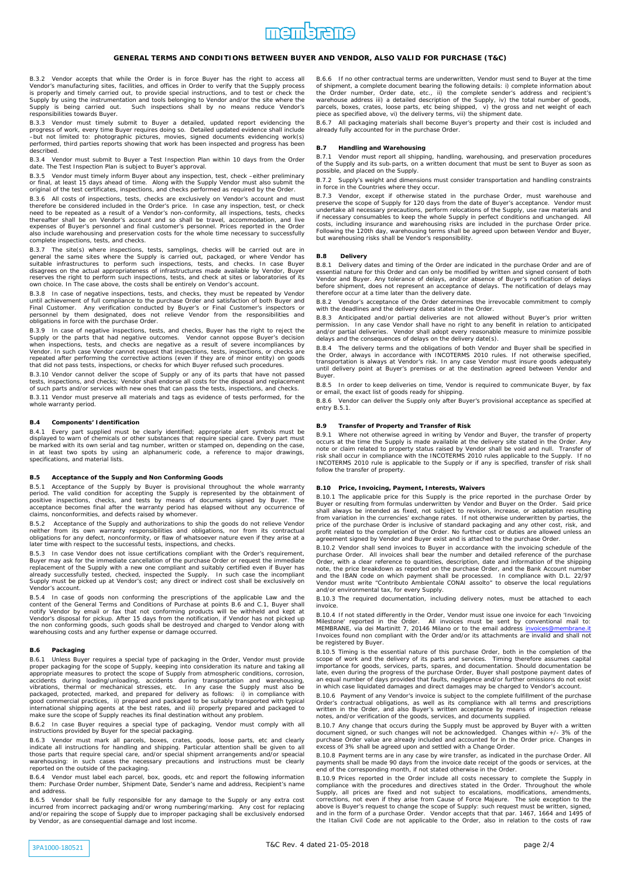# GENERAL TERMS AND CONDITIONS BETWEEN BUYER AND VENDOR, ALSO VALID FOR PURCHASE (T&C)

B.3.2 Vendor accepts that while the Order is in force Buyer has the right to access all Vendor's manufacturing sites, facilities, and offices in Order to verify that the Supply process is properly and timely carried out, to provide special instructions, and to test or check the Supply by using the instrumentation and tools belonging to Vendor and/or the site where the Supply is being carried out. Such inspections shall by no means reduce Vendor's responsibilities towards Buyer.

B.3.3 Vendor must timely submit to Buyer a detailed, updated report evidencing the progress of work, every time Buyer requires doing so. Detailed updated evidence shall include –but not limited to: photographic pictures, movies, signed documents evidencing work(s) performed, third parties reports showing that work has been inspected and progress has been described.

B.3.4 Vendor must submit to Buyer a Test Inspection Plan within 10 days from the Order date. The Test Inspection Plan is subject to Buyer's approval.

B.3.5 Vendor must timely inform Buyer about any inspection, test, check –either preliminary or final, at least 15 days ahead of time. Along with the Supply Vendor must also submit the original of the test certificates, inspections, and checks performed as required by the Order.

B.3.6 All costs of inspections, tests, checks are exclusively on Vendor's account and must therefore be considered included in the Order's price. In case any inspection, test, or check need to be repeated as a result of a Vendor's non-conformity, all inspections, tests, checks thereafter shall be on Vendor's account and so shall be travel, accommodation, and live expenses of Buyer's personnel and final customer's personnel. Prices reported in the Order also include warehousing and preservation costs for the whole time necessary to successfully complete inspections, tests, and checks.

B.3.7 The site(s) where inspections, tests, samplings, checks will be carried out are in general the same sites where the Supply is carried out, packaged, or where Vendor has suitable infrastructures to perform such inspections, tests, and checks. In case Buyer disagrees on the actual appropriateness of infrastructures made available by Vendor, Buyer reserves the right to perform such inspections, tests, and check at sites or laboratories of its own choice. In The case above, the costs shall be entirely on Vendor's account.

B.3.8 In case of negative inspections, tests, and checks, they must be repeated by Vendor until achievement of full compliance to the purchase Order and satisfaction of both Buyer and Final Customer. Any verification conducted by Buyer's or Final Customer's inspectors or personnel by them designated, does not relieve Vendor from the responsibilities and obligations in force with the purchase Order.

B.3.9 In case of negative inspections, tests, and checks, Buyer has the right to reject the Supply or the parts that had negative outcomes. Vendor cannot oppose Buyer's decision when inspections, tests, and checks are negative as a result of severe incompliances by Vendor. In such case Vendor cannot request that inspections, tests, inspections, or checks are repeated after performing the corrective actions (even if they are of minor entity) on goods that did not pass tests, inspections, or checks for which Buyer refused such procedures.

B.3.10 Vendor cannot deliver the scope of Supply or any of its parts that have not passed tests, inspections, and checks; Vendor shall endorse all costs for the disposal and replacement of such parts and/or services with new ones that can pass the tests, inspections, and checks.

B.3.11 Vendor must preserve all materials and tags as evidence of tests performed, for the whole warranty period.

### B.4 Components' Identification

B.4.1 Every part supplied must be clearly identified; appropriate alert symbols must be displayed to warn of chemicals or other substances that require special care. Every part must be marked with its own serial and tag number, written or stamped on, depending on the case, in at least two spots by using an alphanumeric code, a reference to major drawings, specifications, and material lists.

### B.5 Acceptance of the Supply and Non Conforming Goods

B.5.1 Acceptance of the Supply by Buyer is provisional throughout the whole warranty period. The valid condition for accepting the Supply is represented by the obtainment of positive inspections, checks, and tests by means of documents signed by Buyer. The acceptance becomes final after the warranty period has elapsed without any occurrence of claims, nonconformities, and defects raised by whomever.

B.5.2 Acceptance of the Supply and authorizations to ship the goods do not relieve Vendor neither from its own warranty responsibilities and obligations, nor from its contractual obligations for any defect, nonconformity, or flaw of whatsoever nature even if they arise at a later time with respect to the successful tests, inspections, and checks.

B.5.3 In case Vendor does not issue certifications compliant with the Order's requirement, Buyer may ask for the immediate cancellation of the purchase Order or request the immediate replacement of the Supply with a new one compliant and suitably certified even if Buyer has already successfully tested, checked, inspected the Supply. In such case the incompliant Supply must be picked up at Vendor's cost; any direct or indirect cost shall be exclusively on Vendor's account.

B.5.4 In case of goods non conforming the prescriptions of the applicable Law and the content of the General Terms and Conditions of Purchase at points B.6 and C.1, Buyer shall notify Vendor by email or fax that not conforming products will be withheld and kept at Vendor's disposal for pickup. After 15 days from the notification, if Vendor has not picked up the non conforming goods, such goods shall be destroyed and charged to Vendor along with warehousing costs and any further expense or damage occurred.

### B.6 Packaging

B.6.1 Unless Buyer requires a special type of packaging in the Order, Vendor must provide proper packaging for the scope of Supply, keeping into consideration its nature and taking all appropriate measures to protect the scope of Supply from atmospheric conditions, corrosion, accidents during loading/unloading, accidents during transportation and warehousing, vibrations, thermal or mechanical stresses, etc. In any case the Supply must also be packaged, protected, marked, and prepared for delivery as follows: i) in compliance with good commercial practices, ii) prepared and packaged to be suitably transported with typical international shipping agents at the best rates, and iii) properly prepared and packaged to make sure the scope of Supply reaches its final destination without any problem.

B.6.2 In case Buyer requires a special type of packaging, Vendor must comply with all instructions provided by Buyer for the special packaging.

B.6.3 Vendor must mark all parcels, boxes, crates, goods, loose parts, etc and clearly indicate all instructions for handling and shipping. Particular attention shall be given to all those parts that require special care, and/or special shipment arrangements and/or speacial warehousing: in such cases the necessary precautions and instructions must be clearly reported on the outside of the packaging.

B.6.4 Vendor must label each parcel, box, goods, etc and report the following information them: Purchase Order number, Shipment Date, Sender's name and address, Recipient's name and address.

B.6.5 Vendor shall be fully responsible for any damage to the Supply or any extra cost incurred from incorrect packaging and/or wrong numbering/marking. Any cost for replacing and/or repairing the scope of Supply due to improper packaging shall be exclusively endorsed by Vendor, as are consequential damage and lost income.

B.6.6 If no other contractual terms are underwritten, Vendor must send to Buyer at the time of shipment, a complete document bearing the following details: i) complete information about the Order number, Order date, etc., ii) the complete sender's address and recipient's warehouse address iii) a detailed description of the Supply, iv) the total number of goods, parcels, boxes, crates, loose parts, etc being shipped, v) the gross and net weight of each piece as specified above, vi) the delivery terms, vii) the shipment date.

B.6.7 All packaging materials shall become Buyer's property and their cost is included and already fully accounted for in the purchase Order.

### B.7 Handling and Warehousing

B.7.1 Vendor must report all shipping, handling, warehousing, and preservation procedures of the Supply and its sub-parts, on a written document that must be sent to Buyer as soon as possible, and placed on the Supply.

B.7.2 Supply's weight and dimensions must consider transportation and handling constraints in force in the Countries where they occur.

B.7.3 Vendor, except if otherwise stated in the purchase Order, must warehouse and preserve the scope of Supply for 120 days from the date of Buyer's acceptance. Vendor must undertake all necessary precautions, perform relocations of the Supply, use raw materials and if necessary consumables to keep the whole Supply in perfect conditions and unchanged. All costs, including insurance and warehousing risks are included in the purchase Order price. Following the 120th day, warehousing terms shall be agreed upon between Vendor and Buyer, but warehousing risks shall be Vendor's responsibility.

### B.8 Delivery

B.8.1 Delivery dates and timing of the Order are indicated in the purchase Order and are of essential nature for this Order and can only be modified by written and signed consent of both Vendor and Buyer. Any tolerance of delays, and/or absence of Buyer's notification of delays before shipment, does not represent an acceptance of delays. The notification of delays may therefore occur at a time later than the delivery date.

B.8.2 Vendor's acceptance of the Order determines the irrevocable commitment to comply with the deadlines and the delivery dates stated in the Order.

B.8.3 Anticipated and/or partial deliveries are not allowed without Buyer's prior written permission. In any case Vendor shall have no right to any benefit in relation to anticipated and/or partial deliveries. Vendor shall adopt every reasonable measure to minimize possible delays and the consequences of delays on the delivery date(s).

B.8.4 The delivery terms and the obligations of both Vendor and Buyer shall be specified in the Order, always in accordance with INCOTERMS 2010 rules. If not otherwise specified, transportation is always at Vendor's risk. In any case Vendor must insure goods adequately until delivery point at Buyer's premises or at the destination agreed between Vendor and Buyer.

B.8.5 In order to keep deliveries on time, Vendor is required to communicate Buyer, by fax or email, the exact list of goods ready for shipping.

B.8.6 Vendor can deliver the Supply only after Buyer's provisional acceptance as specified at entry B.5.1.

### B.9 Transfer of Property and Transfer of Risk

B.9.1 Where not otherwise agreed in writing by Vendor and Buyer, the transfer of property occurs at the time the Supply is made available at the delivery site stated in the Order. Any note or claim related to property status raised by Vendor shall be void and null. Transfer of risk shall occur in compliance with the INCOTERMS 2010 rules applicable to the Supply. If no INCOTERMS 2010 rule is applicable to the Supply or if any is specified, transfer of risk shall follow the transfer of property.

### B.10 Price, Invoicing, Payment, Interests, Waivers

B.10.1 The applicable price for this Supply is the price reported in the purchase Order by Buyer or resulting from formulas underwritten by Vendor and Buyer on the Order. Said price shall always be intended as fixed, not subject to revision, increase, or adaptation resulting from variation in the currencies' exchange rates. If not otherwise underwritten by parties, the price of the purchase Order is inclusive of standard packaging and any other cost, risk, and profit related to the completion of the Order. No further cost or duties are allowed unless an agreement signed by Vendor and Buyer exist and is attached to the purchase Order.

B.10.2 Vendor shall send invoices to Buyer in accordance with the invoicing schedule of the purchase Order. All invoices shall bear the number and detailed reference of the purchase Order, with a clear reference to quantities, description, date and information of the shipping note, the price breakdown as reported on the purchase Order, and the Bank Account number and the IBAN code on which payment shall be processed. In compliance with D.L. 22/97 Vendor must write "Contributo Ambientale CONAI assolto" to observe the local regulations and/or environmental tax, for every Supply.

B.10.3 The required documentation, including delivery notes, must be attached to each invoice.

B.10.4 If not stated differently in the Order, Vendor must issue one invoice for each 'Invoicing Milestone' reported in the Order. All invoices must be sent by conventional mail to: MEMBRANE, via dei Martinitt 7, 20146 Milano or to the email address invoices@membrane.it Invoices found non compliant with the Order and/or its attachments are invalid and shall not be registered by Buyer.

B.10.5 Timing is the essential nature of this purchase Order, both in the completion of the scope of work and the delivery of its parts and services. Timing therefore assumes capital importance for goods, services, parts, spares, and documentation. Should documentation be late, even during the progress of the purchase Order, Buyer shall postpone payment dates of an equal number of days provided that faults, negligence and/or further omissions do not exist in which case liquidated damages and direct damages may be charged to Vendor's account.

B.10.6 Payment of any Vendor's invoice is subject to the complete fulfillment of the purchase Order's contractual obligations, as well as its compliance with all terms and prescriptions written in the Order, and also Buyer's written acceptance by means of inspection release notes, and/or verification of the goods, services, and documents supplied.

B.10.7 Any change that occurs during the Supply must be approved by Buyer with a written document signed, or such changes will not be acknowledged. Changes within +/- 3% of the purchase Order value are already included and accounted for in the Order price. Changes in excess of 3% shall be agreed upon and settled with a Change Order.

B.10.8 Payment terms are in any case by wire transfer, as indicated in the purchase Order. All payments shall be made 90 days from the invoice date receipt of the goods or services, at the end of the corresponding month, if not stated otherwise in the Order.

B.10.9 Prices reported in the Order include all costs necessary to complete the Supply in compliance with the procedures and directives stated in the Order. Throughout the whole Supply, all prices are fixed and not subject to escalations, modifications, amendments, corrections, not even if they arise from Cause of Force Majeure. The sole exception to the above is Buyer's request to change the scope of Supply: such request must be written, signed, and in the form of a purchase Order. Vendor accepts that par. 1467, 1664 and 1495 of the Italian Civil Code are not applicable to the Order, also in relation to the costs of raw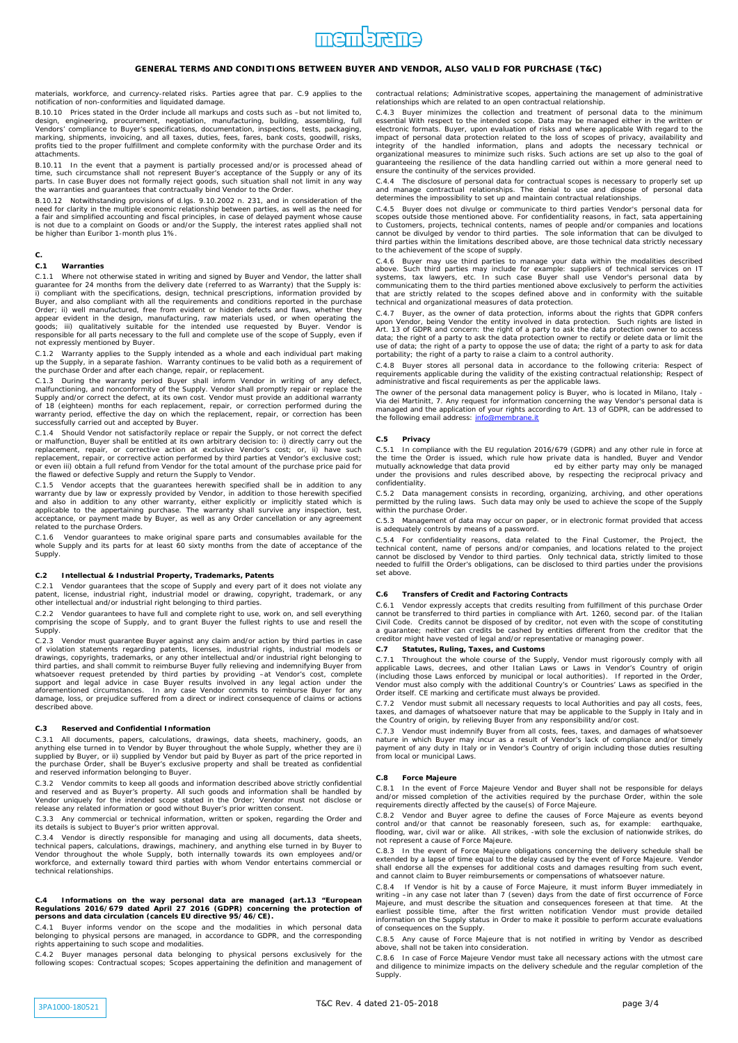materials, workforce, and currency-related risks. Parties agree that par. C.9 applies to the notification of non-conformities and liquidated damage.

B.10.10 Prices stated in the Order include all markups and costs such as –but not limited to, design, engineering, procurement, negotiation, manufacturing, building, assembling, full Vendors' compliance to Buyer's specifications, documentation, inspections, tests, packaging, marking, shipments, invoicing, and all taxes, duties, fees, fares, bank costs, goodwill, risks, profits tied to the proper fulfillment and complete conformity with the purchase Order and its attachments.

B.10.11 In the event that a payment is partially processed and/or is processed ahead of time, such circumstance shall not represent Buyer's acceptance of the Supply or any of its parts. In case Buyer does not formally reject goods, such situation shall not limit in any way the warranties and guarantees that contractually bind Vendor to the Order.

B.10.12 Notwithstanding provisions of d.lgs. 9.10.2002 n. 231, and in consideration of the need for clarity in the multiple economic relationship between parties, as well as the need for a fair and simplified accounting and fiscal principles, in case of delayed payment whose cause is not due to a complaint on Goods or and/or the Supply, the interest rates applied shall not be higher than Euribor 1-month plus 1%.

## C.

### C.1 Warranties

C.1.1 Where not otherwise stated in writing and signed by Buyer and Vendor, the latter shall guarantee for 24 months from the delivery date (referred to as Warranty) that the Supply is: i) compliant with the specifications, design, technical prescriptions, information provided by Buyer, and also compliant with all the requirements and conditions reported in the purchase Order; ii) well manufactured, free from evident or hidden defects and flaws, whether they appear evident in the design, manufacturing, raw materials used, or when operating the goods; iii) qualitatively suitable for the intended use requested by Buyer. Vendor is responsible for all parts necessary to the full and complete use of the scope of Supply, even if not expressly mentioned by Buyer.

C.1.2 Warranty applies to the Supply intended as a whole and each individual part making up the Supply, in a separate fashion. Warranty continues to be valid both as a requirement of the purchase Order and after each change, repair, or replacement.

C.1.3 During the warranty period Buyer shall inform Vendor in writing of any defect, malfunctioning, and nonconformity of the Supply. Vendor shall promptly repair or replace the Supply and/or correct the defect, at its own cost. Vendor must provide an additional warranty of 18 (eighteen) months for each replacement, repair, or correction performed during the warranty period, effective the day on which the replacement, repair, or correction has been successfully carried out and accepted by Buyer.

C.1.4 Should Vendor not satisfactorily replace or repair the Supply, or not correct the defect or malfunction, Buyer shall be entitled at its own arbitrary decision to: i) directly carry out the replacement, repair, or corrective action at exclusive Vendor's cost; or, ii) also have such replacement, repair, or corrective action performed by third parties at Vendor's exclusive cost; or even iii) obtain a full refund from Vendor for the total amount of the purchase price paid for the flawed or defective Supply and return the Supply to Vendor.

C.1.5 Vendor accepts that the guarantees herewith specified shall be in addition to any warranty due by law or expressly provided by Vendor, in addition to those herewith specified and also in addition to any other warranty, either explicitly or implicitly stated which is applicable to the appertaining purchase. The warranty shall survive any inspection, test, acceptance, or payment made by Buyer, as well as any Order cancellation or any agreement related to the purchase Orders.

C.1.6 Vendor guarantees to make original spare parts and consumables available for the whole Supply and its parts for at least 60 sixty months from the date of acceptance of the Supply.

### C.2 Intellectual & Industrial Property, Trademarks, Patents

C.2.1 Vendor guarantees that the scope of Supply and every part of it does not violate any patent, license, industrial right, industrial model or drawing, copyright, trademark, or any other intellectual and/or industrial right belonging to third parties.

C.2.2 Vendor guarantees to have full and complete right to use, work on, and sell everything comprising the scope of Supply, and to grant Buyer the fullest rights to use and resell the Supply.

C.2.3 Vendor must guarantee Buyer against any claim and/or action by third parties in case of violation statements regarding patents, licenses, industrial rights, industrial models or drawings, copyrights, trademarks, or any other intellectual and/or industrial right belonging to third parties, and shall commit to reimburse Buyer fully relieving and indemnifying Buyer from whatsoever request pretended by third parties by providing –at Vendor's cost, complete support and legal advice in case Buyer results involved in any legal action under the aforementioned circumstances. In any case Vendor commits to reimburse Buyer for any damage, loss, or prejudice suffered from a direct or indirect consequence of claims or actions described above.

### C.3 Reserved and Confidential Information

C.3.1 All documents, papers, calculations, drawings, data sheets, machinery, goods, an anything else turned in to Vendor by Buyer throughout the whole Supply, whether they are i) supplied by Buyer, or ii) supplied by Vendor but paid by Buyer as part of the price reported in the purchase Order, shall be Buyer's exclusive property and shall be treated as confidential and reserved information belonging to Buyer.

C.3.2 Vendor commits to keep all goods and information described above strictly confidential and reserved and as Buyer's property. All such goods and information shall be handled by Vendor uniquely for the intended scope stated in the Order; Vendor must not disclose or release any related information or good without Buyer's prior written consent.

C.3.3 Any commercial or technical information, written or spoken, regarding the Order and its details is subject to Buyer's prior written approval.

C.3.4 Vendor is directly responsible for managing and using all documents, data sheets, technical papers, calculations, drawings, machinery, and anything else turned in by Buyer to Vendor throughout the whole Supply, both internally towards its own employees and/or workforce, and externally toward third parties with whom Vendor entertains commercial or technical relationships.

### C.4 Informations on the way personal data are managed (art.13 "European Regulations 2016/679 dated April 27 2016 (GDPR) concerning the protection of persons and data circulation (cancels EU directive 95/46/CE).

C.4.1 Buyer informs vendor on the scope and the modalities in which personal data belonging to physical persons are managed, in accordance to GDPR, and the corresponding rights appertaining to such scope and modalities.

C.4.2 Buyer manages personal data belonging to physical persons exclusively for the following scopes: Contractual scopes; Scopes appertaining the definition and management of contractual relations; Administrative scopes, appertaining the management of administrative relationships which are related to an open contractual relationship.

C.4.3 Buyer minimizes the collection and treatment of personal data to the minimum essential With respect to the intended scope. Data may be managed either in the written or electronic formats. Buyer, upon evaluation of risks and where applicable With regard to the impact of personal data protection related to the loss of scopes of privacy, availability and integrity of the handled information, plans and adopts the necessary technical or organizational measures to minimize such risks. Such actions are set up also to the goal of guaranteeing the resilience of the data handling carried out within a more general need to ensure the continuity of the services provided.

C.4.4 The disclosure of personal data for contractual scopes is necessary to properly set up and manage contractual relationships. The denial to use and dispose of personal data determines the impossibility to set up and maintain contractual relationships.

C.4.5 Buyer does not divulge or communicate to third parties Vendor's personal data for scopes outside those mentioned above. For confidentiality reasons, in fact, sata appertaining to Customers, projects, technical contents, names of people and/or companies and locations cannot be divulged by vendor to third parties. The sole information that can be divulged to third parties within the limitations described above, are those technical data strictly necessary to the achievement of the scope of supply.

C.4.6 Buyer may use third parties to manage your data within the modalities described above. Such third parties may include for example: suppliers of technical services on IT systems, tax lawyers, etc. In such case Buyer shall use Vendor's personal data by communicating them to the third parties mentioned above exclusively to perform the activities that are strictly related to the scopes defined above and in conformity with the suitable technical and organizational measures of data protection.

C.4.7 Buyer, as the owner of data protection, informs about the rights that GDPR confers upon Vendor, being Vendor the entity involved in data protection. Such rights are listed in Art. 13 of GDPR and concern: the right of a party to ask the data protection owner to access data; the right of a party to ask the data protection owner to rectify or delete data or limit the use of data; the right of a party to oppose the use of data; the right of a party to ask for data portability; the right of a party to raise a claim to a control authority.

C.4.8 Buyer stores all personal data in accordance to the following criteria: Respect of requirements applicable during the validity of the existing contractual relationship; Respect of administrative and fiscal requirements as per the applicable laws.

The owner of the personal data management policy is Buyer, who is located in Milano, Italy - Via dei Martinitt, 7. Any request for information concerning the way Vendor's personal data is managed and the application of your rights according to Art. 13 of GDPR, can be addressed to the following email address: info@membrane.it

### C.5 Privacy

C.5.1 In compliance with the EU regulation 2016/679 (GDPR) and any other rule in force at the time the Order is issued, which rule how private data is handled, Buyer and Vendor mutually acknowledge that data provid ed by either party may only be managed under the provisions and rules described above, by respecting the reciprocal privacy and confidentiality.

C.5.2 Data management consists in recording, organizing, archiving, and other operations permitted by the ruling laws. Such data may only be used to achieve the scope of the Supply within the purchase Order.

C.5.3 Management of data may occur on paper, or in electronic format provided that access is adequately controls by means of a password.

C.5.4 For confidentiality reasons, data related to the Final Customer, the Project, the technical content, name of persons and/or companies, and locations related to the project cannot be disclosed by Vendor to third parties. Only technical data, strictly limited to those needed to fulfill the Order's obligations, can be disclosed to third parties under the provisions set above.

### C.6 Transfers of Credit and Factoring Contracts

C.6.1 Vendor expressly accepts that credits resulting from fulfillment of this purchase Order cannot be transferred to third parties in compliance with Art. 1260, second par. of the Italian Civil Code. Credits cannot be disposed of by creditor, not even with the scope of constituting a guarantee; neither can credits be cashed by entities different from the creditor that the creditor might have vested of legal and/or representative or managing power.

### C.7 Statutes, Ruling, Taxes, and Customs

C.7.1 Throughout the whole course of the Supply, Vendor must rigorously comply with all applicable Laws, decrees, and other Italian Laws or Laws in Vendor's Country of origin (including those Laws enforced by municipal or local authorities). If reported in the Order, Vendor must also comply with the additional Country's or Countries' Laws as specified in the Order itself. CE marking and certificate must always be provided.

C.7.2 Vendor must submit all necessary requests to local Authorities and pay all costs, fees, taxes, and damages of whatsoever nature that may be applicable to the Supply in Italy and in the Country of origin, by relieving Buyer from any responsibility and/or cost.

C.7.3 Vendor must indemnify Buyer from all costs, fees, taxes, and damages of whatsoever nature in which Buyer may incur as a result of Vendor's lack of compliance and/or timely payment of any duty in Italy or in Vendor's Country of origin including those duties resulting from local or municipal Laws.

### C.8 Force Majeure

C.8.1 In the event of Force Majeure Vendor and Buyer shall not be responsible for delays and/or missed completion of the activities required by the purchase Order, within the sole requirements directly affected by the cause(s) of Force Majeure.

C.8.2 Vendor and Buyer agree to define the causes of Force Majeure as events beyond control and/or that cannot be reasonably foreseen, such as, for example: earthquake, flooding, war, civil war or alike. All strikes, -with sole the exclusion of nationwide strikes, do not represent a cause of Force Majeure.

C.8.3 In the event of Force Majeure obligations concerning the delivery schedule shall be extended by a lapse of time equal to the delay caused by the event of Force Majeure. Vendor shall endorse all the expenses for additional costs and damages resulting from such event, and cannot claim to Buyer reimbursements or compensations of whatsoever nature.

C.8.4 If Vendor is hit by a cause of Force Majeure, it must inform Buyer immediately in writing –in any case not later than 7 (seven) days from the date of first occurrence of Force Majeure, and must describe the situation and consequences foreseen at that time. At the earliest possible time, after the first written notification Vendor must provide detailed information on the Supply status in Order to make it possible to perform accurate evaluations of consequences on the Supply.

C.8.5 Any cause of Force Majeure that is not notified in writing by Vendor as described above, shall not be taken into consideration.

C.8.6 In case of Force Majeure Vendor must take all necessary actions with the utmost care and diligence to minimize impacts on the delivery schedule and the regular completion of the Supply.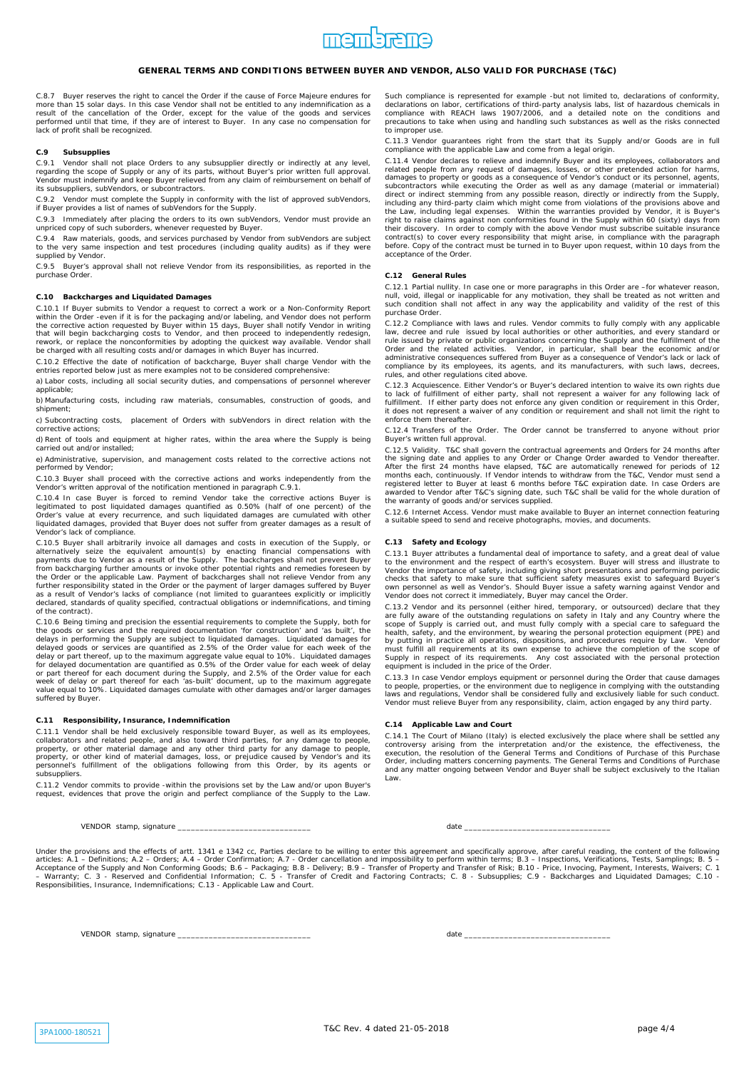C.8.7 Buyer reserves the right to cancel the Order if the cause of Force Majeure endures for more than 15 solar days. In this case Vendor shall not be entitled to any indemnification as a result of the cancellation of the Order, except for the value of the goods and services performed until that time, if they are of interest to Buyer. In any case no compensation for lack of profit shall be recognized.

### C.9 Subsupplies

C.9.1 Vendor shall not place Orders to any subsupplier directly or indirectly at any level, regarding the scope of Supply or any of its parts, without Buyer's prior written full approval. Vendor must indemnify and keep Buyer relieved from any claim of reimbursement on behalf of its subsuppliers, subVendors, or subcontractors.

C.9.2 Vendor must complete the Supply in conformity with the list of approved subVendors, if Buyer provides a list of names of subVendors for the Supply.

C.9.3 Immediately after placing the orders to its own subVendors, Vendor must provide an unpriced copy of such suborders, whenever requested by Buyer.

C.9.4 Raw materials, goods, and services purchased by Vendor from subVendors are subject to the very same inspection and test procedures (including quality audits) as if they were supplied by Vendor.

C.9.5 Buyer's approval shall not relieve Vendor from its responsibilities, as reported in the purchase Order.

### C.10 Backcharges and Liquidated Damages

C.10.1 If Buyer submits to Vendor a request to correct a work or a Non-Conformity Report within the Order -even if it is for the packaging and/or labeling, and Vendor does not perform the corrective action requested by Buyer within 15 days, Buyer shall notify Vendor in writing that will begin backcharging costs to Vendor, and then proceed to independently redesign, rework, or replace the nonconformities by adopting the quickest way available. Vendor shall be charged with all resulting costs and/or damages in which Buyer has incurred.

C.10.2 Effective the date of notification of backcharge, Buyer shall charge Vendor with the entries reported below just as mere examples not to be considered comprehensive:

a) Labor costs, including all social security duties, and compensations of personnel wherever applicable;

b) Manufacturing costs, including raw materials, consumables, construction of goods, and shipment;

c) Subcontracting costs, placement of Orders with subVendors in direct relation with the corrective actions;

d) Rent of tools and equipment at higher rates, within the area where the Supply is being carried out and/or installed;

e) Administrative, supervision, and management costs related to the corrective actions not performed by Vendor;

C.10.3 Buyer shall proceed with the corrective actions and works independently from the Vendor's written approval of the notification mentioned in paragraph C.9.1.

C.10.4 In case Buyer is forced to remind Vendor take the corrective actions Buyer is legitimated to post liquidated damages quantified as 0.50% (half of one percent) of the Order's value at every recurrence, and such liquidated damages are cumulated with other liquidated damages, provided that Buyer does not suffer from greater damages as a result of Vendor's lack of compliance.

C.10.5 Buyer shall arbitrarily invoice all damages and costs in execution of the Supply, or alternatively seize the equivalent amount(s) by enacting financial compensations with payments due to Vendor as a result of the Supply. The backcharges shall not prevent Buyer from backcharging further amounts or invoke other potential rights and remedies foreseen by the Order or the applicable Law. Payment of backcharges shall not relieve Vendor from any further responsibility stated in the Order or the payment of larger damages suffered by Buyer as a result of Vendor's lacks of compliance (not limited to guarantees explicitly or implicitly declared, standards of quality specified, contractual obligations or indemnifications, and timing of the contract).

C.10.6 Being timing and precision the essential requirements to complete the Supply, both for the goods or services and the required documentation 'for construction' and 'as built', the delays in performing the Supply are subject to liquidated damages. Liquidated damages for delayed goods or services are quantified as 2.5% of the Order value for each week of the delay or part thereof, up to the maximum aggregate value equal to 10%. Liquidated damages for delayed documentation are quantified as 0.5% of the Order value for each week of delay or part thereof for each document during the Supply, and 2.5% of the Order value for each week of delay or part thereof for each 'as-built' document, up to the maximum aggregate value equal to 10%. Liquidated damages cumulate with other damages and/or larger damages suffered by Buyer.

### C.11 Responsibility, Insurance, Indemnification

C.11.1 Vendor shall be held exclusively responsible toward Buyer, as well as its employees, collaborators and related people, and also toward third parties, for any damage to people, property, or other material damage and any other third party for any damage to people, property, or other kind of material damages, loss, or prejudice caused by Vendor's and its personnel's fulfillment of the obligations following from this Order, by its agents or subsuppliers.

C.11.2 Vendor commits to provide -within the provisions set by the Law and/or upon Buyer's request, evidences that prove the origin and perfect compliance of the Supply to the Law. Such compliance is represented for example -but not limited to, declarations of conformity, declarations on labor, certifications of third-party analysis labs, list of hazardous chemicals in compliance with REACH laws 1907/2006, and a detailed note on the conditions and precautions to take when using and handling such substances as well as the risks connected to improper use.

C.11.3 Vendor guarantees right from the start that its Supply and/or Goods are in full compliance with the applicable Law and come from a legal origin.

C.11.4 Vendor declares to relieve and indemnify Buyer and its employees, collaborators and related people from any request of damages, losses, or other pretended action for harms, damages to property or goods as a consequence of Vendor's conduct or its personnel, agents, subcontractors while executing the Order as well as any damage (material or immaterial) direct or indirect stemming from any possible reason, directly or indirectly from the Supply, including any third-party claim which might come from violations of the provisions above and the Law, including legal expenses. Within the warranties provided by Vendor, it is Buyer's right to raise claims against non conformities found in the Supply within 60 (sixty) days from their discovery. In order to comply with the above Vendor must subscribe suitable insurance contract(s) to cover every responsibility that might arise, in compliance with the paragraph before. Copy of the contract must be turned in to Buyer upon request, within 10 days from the acceptance of the Order.

### C.12 General Rules

C.12.1 Partial nullity. In case one or more paragraphs in this Order are –for whatever reason, null, void, illegal or inapplicable for any motivation, they shall be treated as not written and such condition shall not affect in any way the applicability and validity of the rest of this purchase Order.

C.12.2 Compliance with laws and rules. Vendor commits to fully comply with any applicable law, decree and rule issued by local authorities or other authorities, and every standard or rule issued by private or public organizations concerning the Supply and the fulfillment of the Order and the related activities. Vendor, in particular, shall bear the economic and/or administrative consequences suffered from Buyer as a consequence of Vendor's lack or lack of compliance by its employees, its agents, and its manufacturers, with such laws, decrees, rules, and other regulations cited above.

C.12.3 Acquiescence. Either Vendor's or Buyer's declared intention to waive its own rights due to lack of fulfillment of either party, shall not represent a waiver for any following lack of fulfillment. If either party does not enforce any given condition or requirement in this Order, it does not represent a waiver of any condition or requirement and shall not limit the right to enforce them thereafter.

C.12.4 Transfers of the Order. The Order cannot be transferred to anyone without prior Buyer's written full approval.

C.12.5 Validity. T&C shall govern the contractual agreements and Orders for 24 months after the signing date and applies to any Order or Change Order awarded to Vendor thereafter. After the first 24 months have elapsed, T&C are automatically renewed for periods of 12 months each, continuously. If Vendor intends to withdraw from the T&C, Vendor must send a registered letter to Buyer at least 6 months before T&C expiration date. In case Orders are awarded to Vendor after T&C's signing date, such T&C shall be valid for the whole duration of the warranty of goods and/or services supplied.

C.12.6 Internet Access. Vendor must make available to Buyer an internet connection featuring a suitable speed to send and receive photographs, movies, and documents.

### C.13 Safety and Ecology

C.13.1 Buyer attributes a fundamental deal of importance to safety, and a great deal of value to the environment and the respect of earth's ecosystem. Buyer will stress and illustrate to Vendor the importance of safety, including giving short presentations and performing periodic checks that safety to make sure that sufficient safety measures exist to safeguard Buyer's own personnel as well as Vendor's. Should Buyer issue a safety warning against Vendor and Vendor does not correct it immediately, Buyer may cancel the Order.

C.13.2 Vendor and its personnel (either hired, temporary, or outsourced) declare that they are fully aware of the outstanding regulations on safety in Italy and any Country where the scope of Supply is carried out, and must fully comply with a special care to safeguard the health, safety, and the environment, by wearing the personal protection equipment (PPE) and by putting in practice all operations, dispositions, and procedures require by Law. Vendor must fulfill all requirements at its own expense to achieve the completion of the scope of Supply in respect of its requirements. Any cost associated with the personal protection equipment is included in the price of the Order.

C.13.3 In case Vendor employs equipment or personnel during the Order that cause damages to people, properties, or the environment due to negligence in complying with the outstanding laws and regulations, Vendor shall be considered fully and exclusively liable for such conduct. Vendor must relieve Buyer from any responsibility, claim, action engaged by any third party.

### C.14 Applicable Law and Court

C.14.1 The Court of Milano (Italy) is elected exclusively the place where shall be settled any controversy arising from the interpretation and/or the existence, the effectiveness, the execution, the resolution of the General Terms and Conditions of Purchase of this Purchase Order, including matters concerning payments. The General Terms and Conditions of Purchase and any matter ongoing between Vendor and Buyer shall be subject exclusively to the Italian Law.

VENDOR stamp, signature ______________________________ date ________________________________

Under the provisions and the effects of artt. 1341 e 1342 cc, Parties declare to be willing to enter this agreement and specifically approve, after careful reading, the content of the following articles: A.1 – Definitions; A.2 – Orders; A.4 – Order Confirmation; A.7 - Order cancellation and impossibility to perform within terms; B.3 – Inspections, Verifications, Tests, Samplings; B. 5 – Acceptance of the Supply and Non Conforming Goods; B.6 – Packaging; B.8 - Delivery; B.9 – Transfer of Property and Transfer of Risk; B.10 - Price, Invoicing, Payment, Interests, Waivers; C. 1 – Warranty; C. 3 - Reserved and Confidential Information; C. 5 - Transfer of Credit and Factoring Contracts; C. 8 - Subsupplies; C.9 - Backcharges and Liquidated Damages; C.10 - Responsibilities, Insurance, Indemnifications; C.13 - Applicable Law and Court.

VENDOR stamp, signature ______________________________ date ________________________________